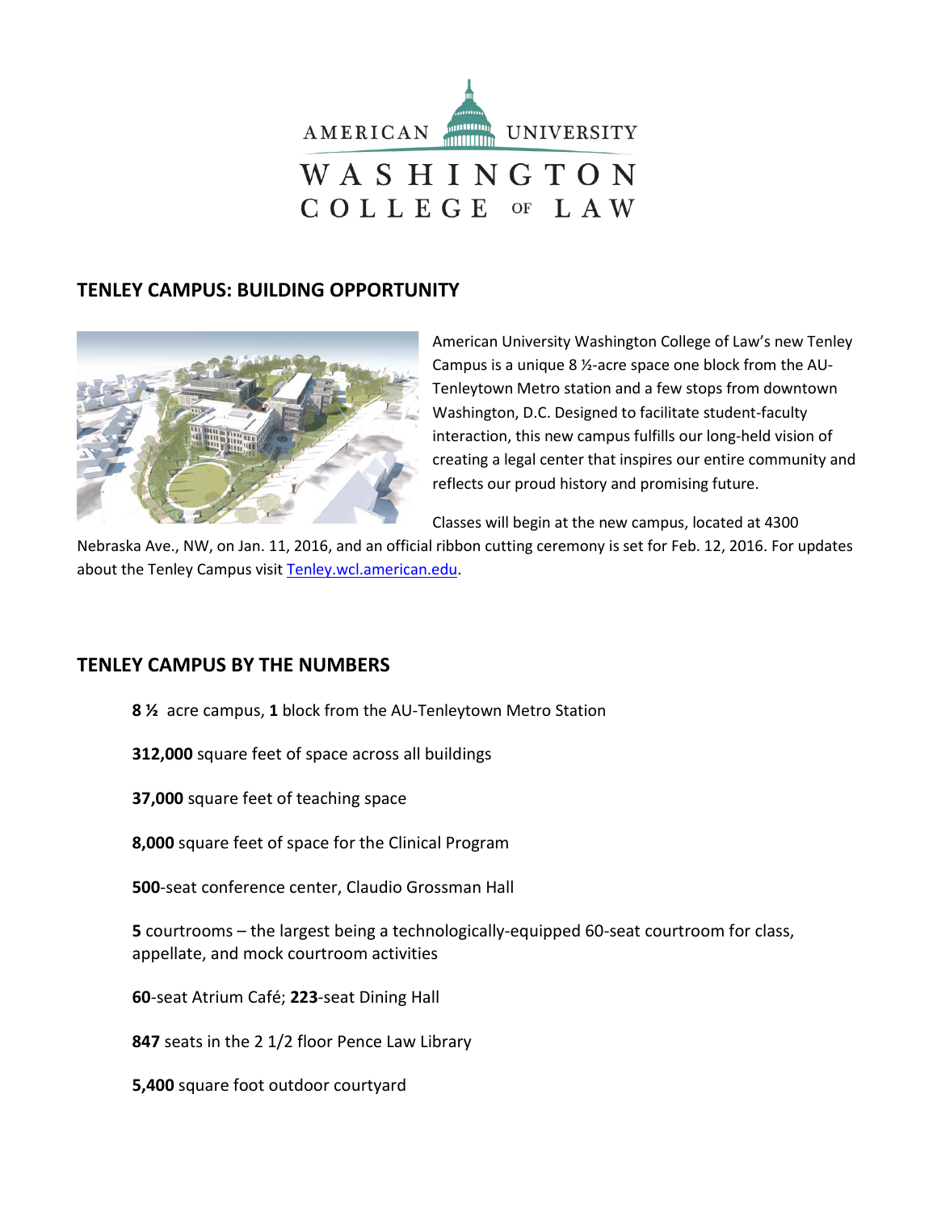AMERICAN UNIVERSITY

WASHINGTON COLLEGE OF LAW

## TENLEY CAMPUS: BUILDING OPPORTUNITY

American University Washington College of Law's new Tenley Campus is a unique 8 ½-acre space one block from the AU-Tenleytown Metro station and a few stops from downtown Washington, D.C. Designed to facilitate student-faculty interaction, this new campus fulfills our long-held vision of creating a legal center that inspires our entire community and reflects our proud history and promising future.

Classes will begin at the new campus, located at 4300 Nebraska Ave., NW, on Jan. 11, 2016, and an official ribbon cutting ceremony is set for Feb. 12, 2016. For updates about the Tenley Campus visit Tenley.wcl.american.edu.

## TENLEY CAMPUS BY THE NUMBERS

**8 ½** acre campus, **1** block from the AU-Tenleytown Metro Station

**312,000** square feet of space across all buildings

**37,000** square feet of teaching space

**8,000** square feet of space for the Clinical Program

**500**-seat conference center, Claudio Grossman Hall

**5** courtrooms – the largest being a technologically-equipped 60-seat courtroom for class, appellate, and mock courtroom activities

**60**-seat Atrium Café; **223**-seat Dining Hall

**847** seats in the 2 1/2 floor Pence Law Library

**5,400** square foot outdoor courtyard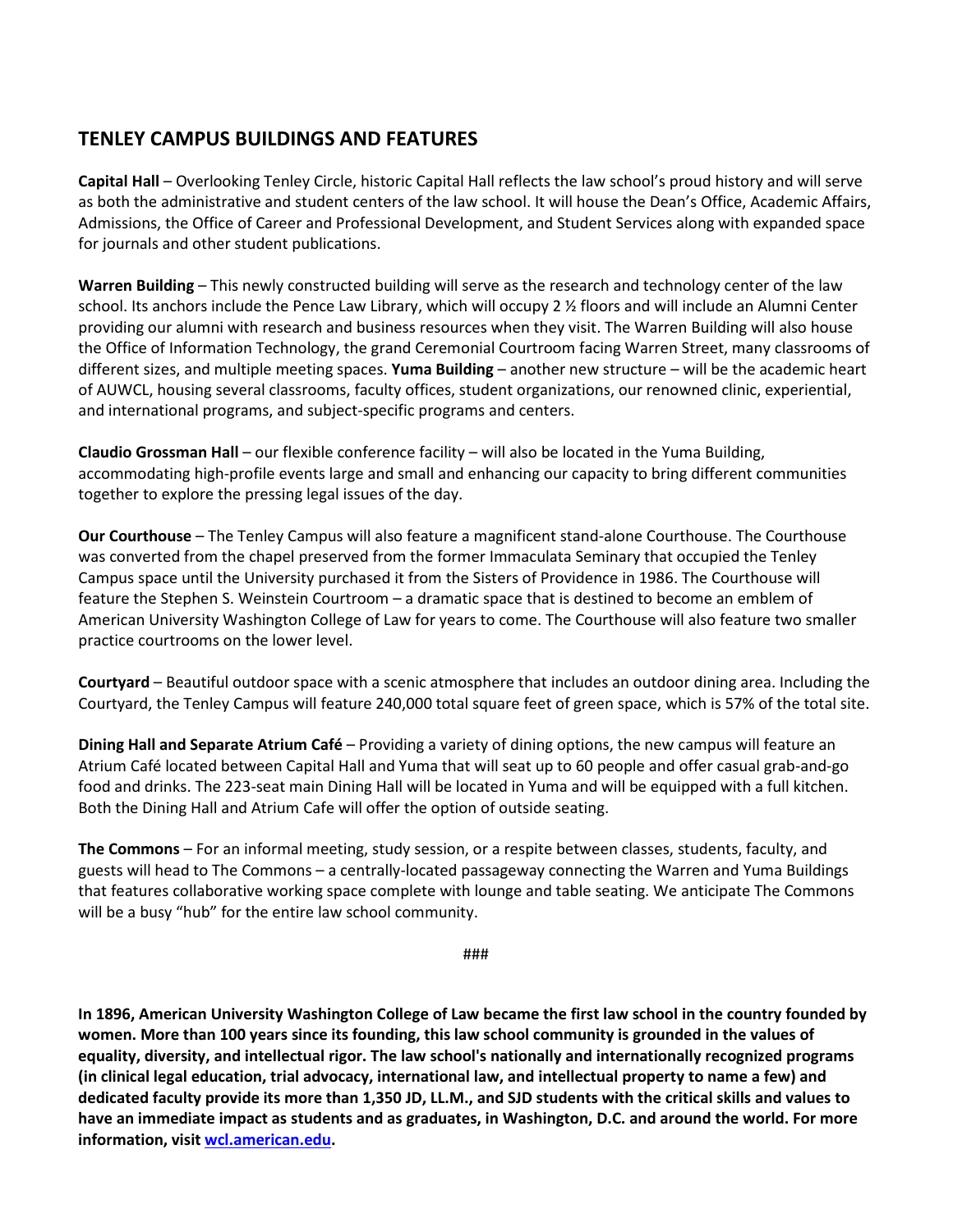## TENLEY CAMPUS BUILDINGS AND FEATURES

**Capital Hall** – Overlooking Tenley Circle, historic Capital Hall reflects the law school's proud history and will serve as both the administrative and student centers of the law school. It will house the Dean's Office, Academic Affairs, Admissions, the Office of Career and Professional Development, and Student Services along with expanded space for journals and other student publications.

**Warren Building** – This newly constructed building will serve as the research and technology center of the law school. Its anchors include the Pence Law Library, which will occupy 2 ½ floors and will include an Alumni Center providing our alumni with research and business resources when they visit. The Warren Building will also house the Office of Information Technology, the grand Ceremonial Courtroom facing Warren Street, many classrooms of different sizes, and multiple meeting spaces. **Yuma Building** – another new structure – will be the academic heart of AUWCL, housing several classrooms, faculty offices, student organizations, our renowned clinic, experiential, and international programs, and subject-specific programs and centers.

**Claudio Grossman Hall** – our flexible conference facility – will also be located in the Yuma Building, accommodating high-profile events large and small and enhancing our capacity to bring different communities together to explore the pressing legal issues of the day.

**Our Courthouse** – The Tenley Campus will also feature a magnificent stand-alone Courthouse. The Courthouse was converted from the chapel preserved from the former Immaculata Seminary that occupied the Tenley Campus space until the University purchased it from the Sisters of Providence in 1986. The Courthouse will feature the Stephen S. Weinstein Courtroom – a dramatic space that is destined to become an emblem of American University Washington College of Law for years to come. The Courthouse will also feature two smaller practice courtrooms on the lower level.

**Courtyard** – Beautiful outdoor space with a scenic atmosphere that includes an outdoor dining area. Including the Courtyard, the Tenley Campus will feature 240,000 total square feet of green space, which is 57% of the total site.

**Dining Hall and Separate Atrium Café** – Providing a variety of dining options, the new campus will feature an Atrium Café located between Capital Hall and Yuma that will seat up to 60 people and offer casual grab-and-go food and drinks. The 223-seat main Dining Hall will be located in Yuma and will be equipped with a full kitchen. Both the Dining Hall and Atrium Cafe will offer the option of outside seating.

**The Commons** – For an informal meeting, study session, or a respite between classes, students, faculty, and guests will head to The Commons – a centrally-located passageway connecting the Warren and Yuma Buildings that features collaborative working space complete with lounge and table seating. We anticipate The Commons will be a busy "hub" for the entire law school community.

###

**In 1896, American University Washington College of Law became the first law school in the country founded by women. More than 100 years since its founding, this law school community is grounded in the values of equality, diversity, and intellectual rigor. The law school's nationally and internationally recognized programs (in clinical legal education, trial advocacy, international law, and intellectual property to name a few) and dedicated faculty provide its more than 1,350 JD, LL.M., and SJD students with the critical skills and values to have an immediate impact as students and as graduates, in Washington, D.C. and around the world. For more information, visit [wcl.american.edu](wcl.american.edu).**